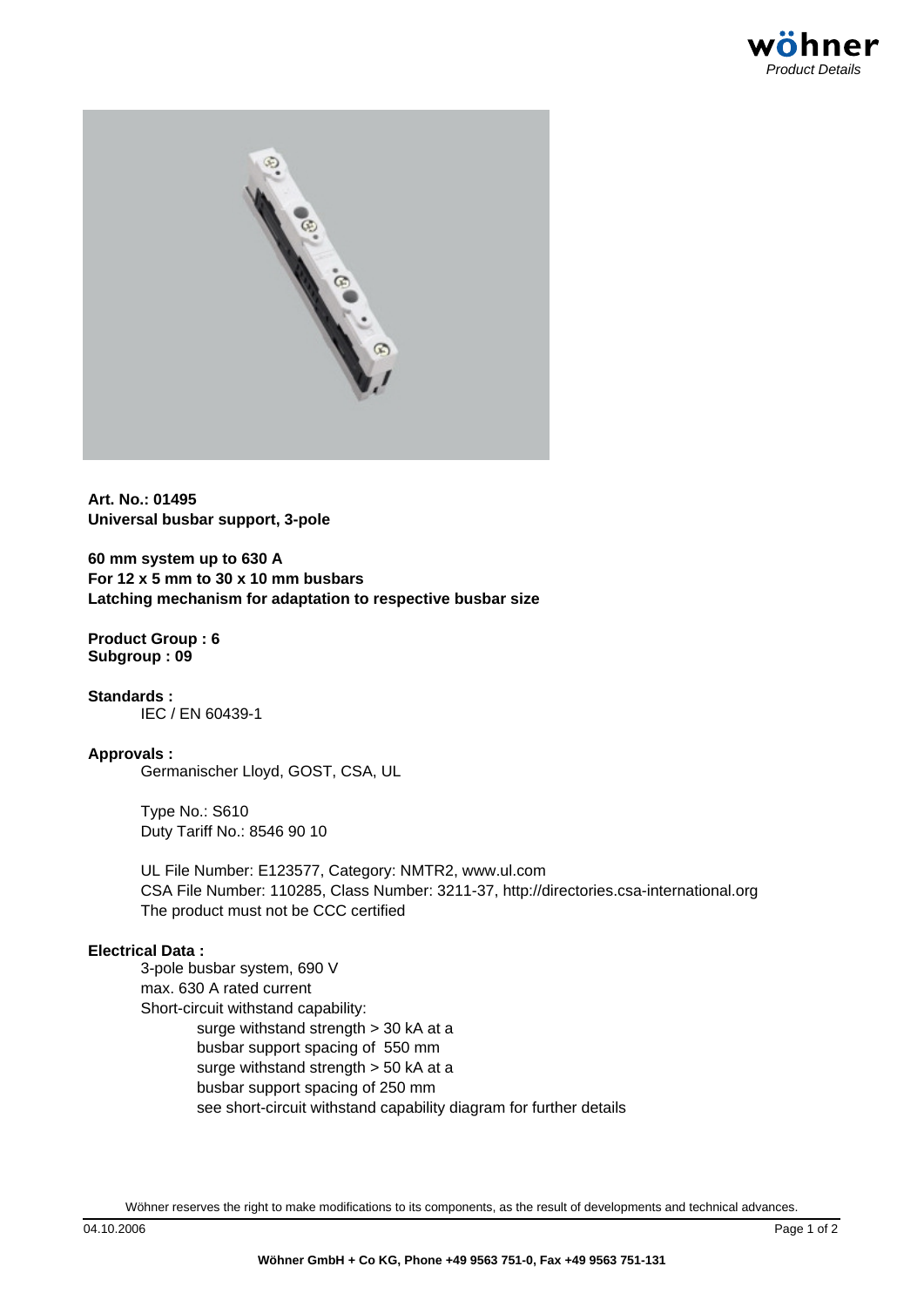**Art. No.: 01495**
**Universal busbar support, 3-pole**

**60 mm system up to 630 A**
**For 12 x 5 mm to 30 x 10 mm busbars**
**Latching mechanism for adaptation to respective busbar size**

**Product Group : 6**
**Subgroup : 09**

**Standards :**

IEC / EN 60439-1

**Approvals :**

Germanischer Lloyd, GOST, CSA, UL

Type No.: S610
Duty Tariff No.: 8546 90 10

UL File Number: E123577, Category: NMTR2, www.ul.com
CSA File Number: 110285, Class Number: 3211-37, http://directories.csa-international.org
The product must not be CCC certified

**Electrical Data :**

3-pole busbar system, 690 V
max. 630 A rated current
Short-circuit withstand capability:

surge withstand strength > 30 kA at a
busbar support spacing of 550 mm
surge withstand strength > 50 kA at a
busbar support spacing of 250 mm
see short-circuit withstand capability diagram for further details

Wöhner reserves the right to make modifications to its components, as the result of developments and technical advances.

04.10.2006

Wöhner GmbH + Co KG, Phone +49 9563 751-0, Fax +49 9563 751-131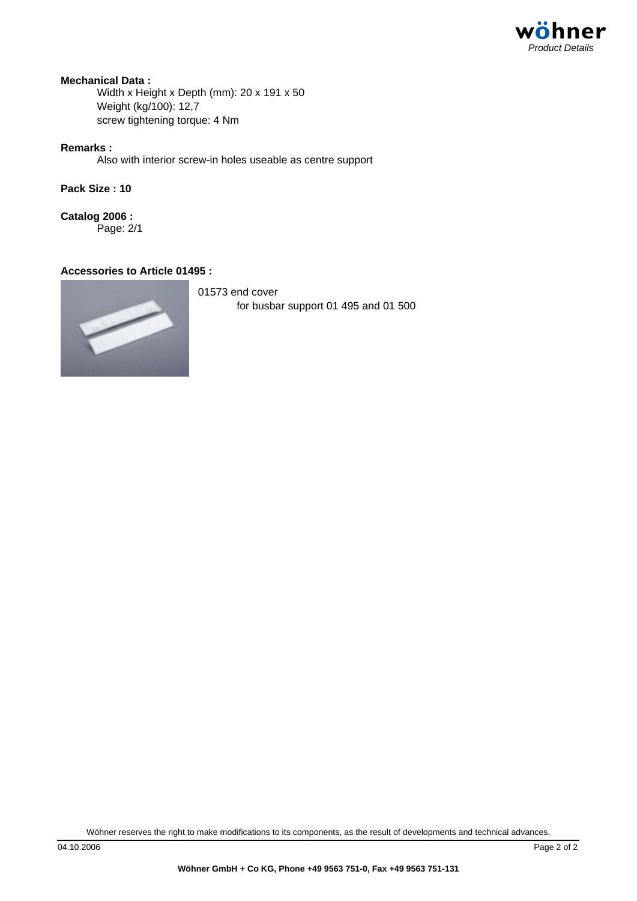**Mechanical Data :**

Width x Height x Depth (mm): 20 x 191 x 50
Weight (kg/100): 12,7
screw tightening torque: 4 Nm

**Remarks :**

Also with interior screw-in holes useable as centre support

**Pack Size : 10**

**Catalog 2006 :**

Page: 2/1

**Accessories to Article 01495 :**

01573 end cover

for busbar support 01 495 and 01 500

Wöhner reserves the right to make modifications to its components, as the result of developments and technical advances.

04.10.2006

**Wöhner GmbH + Co KG, Phone +49 9563 751-0, Fax +49 9563 751-131**